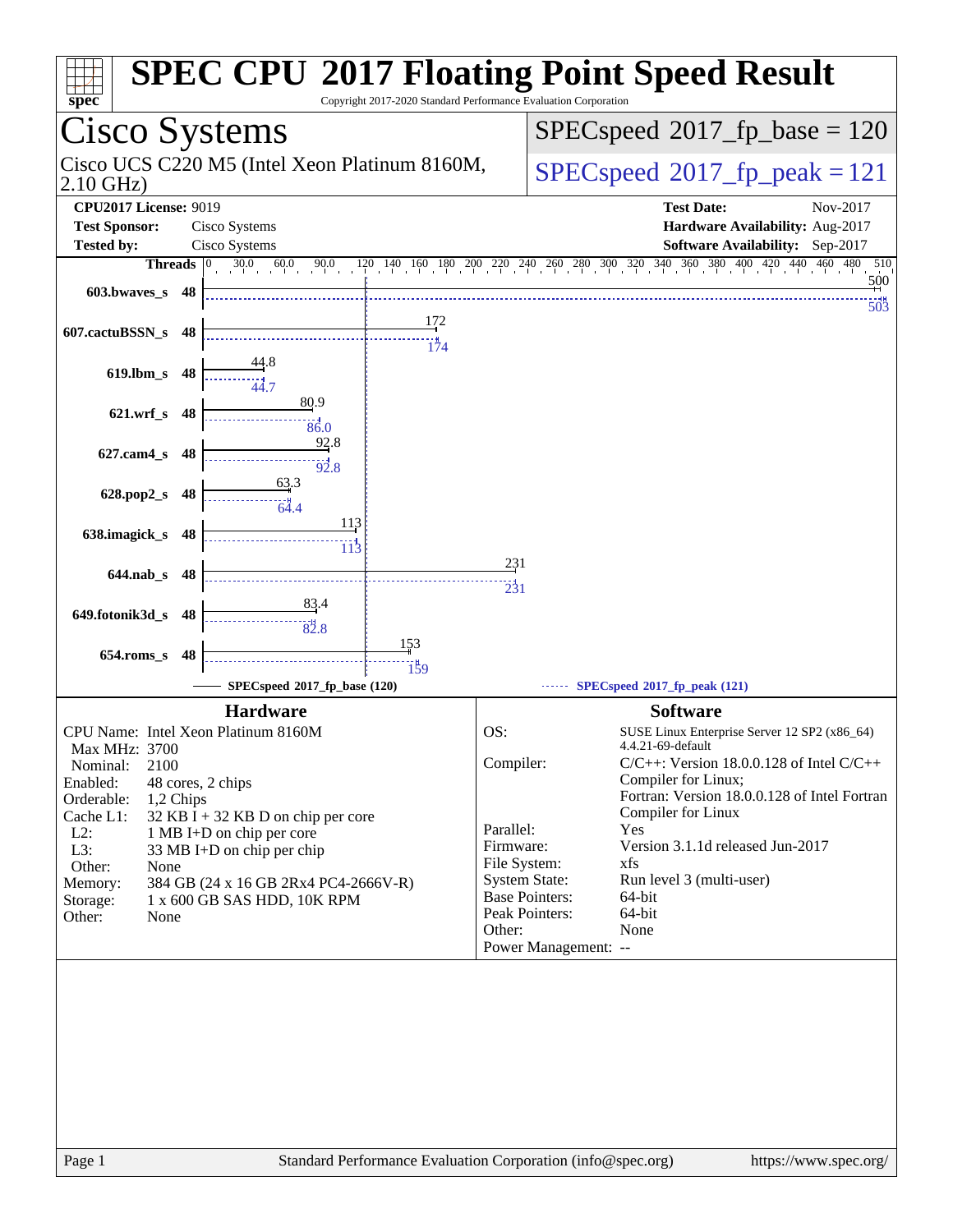# SPEC CPU 2017 Floating Point Speed Result

Copyright 2017-2020 Standard Performance Evaluation Corporation

## Cisco Systems

Cisco UCS C220 M5 (Intel Xeon Platinum 8160M, 2.10 GHz)

SPECspeed 2017_fp_base = 120

SPECspeed 2017_fp_peak = 121

**CPU2017 License:** 9019
**Test Sponsor:** Cisco Systems
**Tested by:** Cisco Systems

**Test Date:** Nov-2017
**Hardware Availability:** Aug-2017
**Software Availability:** Sep-2017

| Benchmark | Threads | Base | Peak |
|---|---|---|---|
| 603.bwaves_s | 48 | 500 | 503 |
| 607.cactuBSSN_s | 48 | 172 | 174 |
| 619.lbm_s | 48 | 44.8 | 44.7 |
| 621.wrf_s | 48 | 80.9 | 86.0 |
| 627.cam4_s | 48 | 92.8 | 92.8 |
| 628.pop2_s | 48 | 63.3 | 64.4 |
| 638.imagick_s | 48 | 113 | 113 |
| 644.nab_s | 48 | 231 | 231 |
| 649.fotonik3d_s | 48 | 83.4 | 82.8 |
| 654.roms_s | 48 | 153 | 159 |

SPECspeed 2017_fp_base (120) — SPECspeed 2017_fp_peak (121)

### Hardware

| | |
|---|---|
| CPU Name: | Intel Xeon Platinum 8160M |
| Max MHz: | 3700 |
| Nominal: | 2100 |
| Enabled: | 48 cores, 2 chips |
| Orderable: | 1,2 Chips |
| Cache L1: | 32 KB I + 32 KB D on chip per core |
| L2: | 1 MB I+D on chip per core |
| L3: | 33 MB I+D on chip per chip |
| Other: | None |
| Memory: | 384 GB (24 x 16 GB 2Rx4 PC4-2666V-R) |
| Storage: | 1 x 600 GB SAS HDD, 10K RPM |
| Other: | None |

### Software

| | |
|---|---|
| OS: | SUSE Linux Enterprise Server 12 SP2 (x86_64) 4.4.21-69-default |
| Compiler: | C/C++: Version 18.0.0.128 of Intel C/C++ Compiler for Linux; Fortran: Version 18.0.0.128 of Intel Fortran Compiler for Linux |
| Parallel: | Yes |
| Firmware: | Version 3.1.1d released Jun-2017 |
| File System: | xfs |
| System State: | Run level 3 (multi-user) |
| Base Pointers: | 64-bit |
| Peak Pointers: | 64-bit |
| Other: | None |
| Power Management: | -- |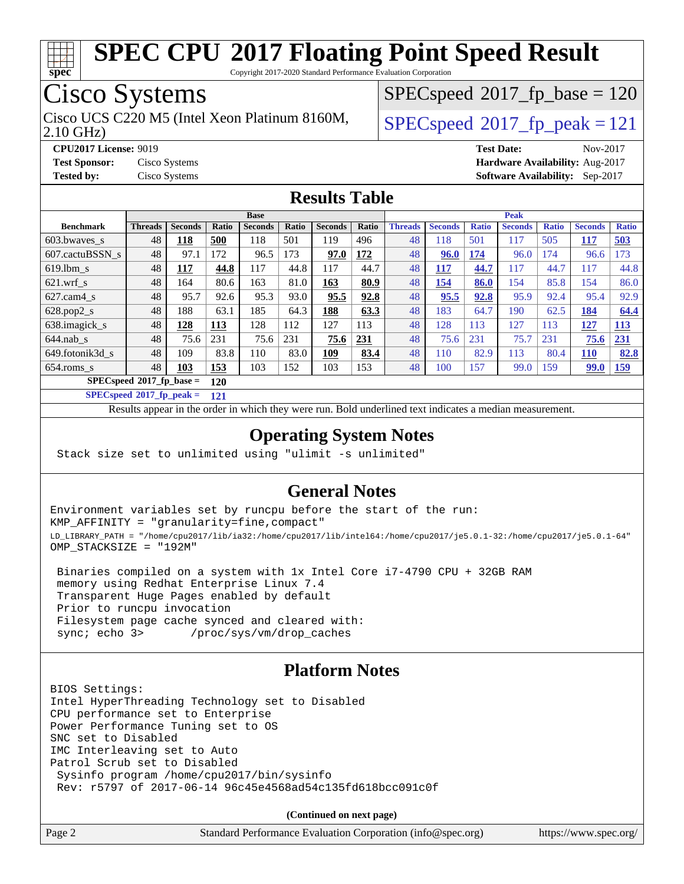# SPEC CPU 2017 Floating Point Speed Result

Copyright 2017-2020 Standard Performance Evaluation Corporation

## Cisco Systems

Cisco UCS C220 M5 (Intel Xeon Platinum 8160M, 2.10 GHz)

SPECspeed 2017_fp_base = 120

SPECspeed 2017_fp_peak = 121

**CPU2017 License:** 9019
**Test Sponsor:** Cisco Systems
**Tested by:** Cisco Systems
**Test Date:** Nov-2017
**Hardware Availability:** Aug-2017
**Software Availability:** Sep-2017

## Results Table

| | Base | | | | | | | Peak | | | | | | |
|---|---|---|---|---|---|---|---|---|---|---|---|---|---|---|
| **Benchmark** | **Threads** | **Seconds** | **Ratio** | **Seconds** | **Ratio** | **Seconds** | **Ratio** | **Threads** | **Seconds** | **Ratio** | **Seconds** | **Ratio** | **Seconds** | **Ratio** |
| 603.bwaves_s | 48 | **118** | **500** | 118 | 501 | 119 | 496 | 48 | 118 | 501 | 117 | 505 | **117** | **503** |
| 607.cactuBSSN_s | 48 | 97.1 | 172 | 96.5 | 173 | **97.0** | **172** | 48 | **96.0** | **174** | 96.0 | 174 | 96.6 | 173 |
| 619.lbm_s | 48 | **117** | **44.8** | 117 | 44.8 | 117 | 44.7 | 48 | **117** | **44.7** | 117 | 44.7 | 117 | 44.8 |
| 621.wrf_s | 48 | 164 | 80.6 | 163 | 81.0 | **163** | **80.9** | 48 | **154** | **86.0** | 154 | 85.8 | 154 | 86.0 |
| 627.cam4_s | 48 | 95.7 | 92.6 | 95.3 | 93.0 | **95.5** | **92.8** | 48 | **95.5** | **92.8** | 95.9 | 92.4 | 95.4 | 92.9 |
| 628.pop2_s | 48 | 188 | 63.1 | 185 | 64.3 | **188** | **63.3** | 48 | 183 | 64.7 | 190 | 62.5 | **184** | **64.4** |
| 638.imagick_s | 48 | **128** | **113** | 128 | 112 | 127 | 113 | 48 | 128 | 113 | 127 | 113 | **127** | **113** |
| 644.nab_s | 48 | 75.6 | 231 | 75.6 | 231 | **75.6** | **231** | 48 | 75.6 | 231 | 75.7 | 231 | **75.6** | **231** |
| 649.fotonik3d_s | 48 | 109 | 83.8 | 110 | 83.0 | **109** | **83.4** | 48 | 110 | 82.9 | 113 | 80.4 | **110** | **82.8** |
| 654.roms_s | 48 | **103** | **153** | 103 | 152 | 103 | 153 | 48 | 100 | 157 | 99.0 | 159 | **99.0** | **159** |

**SPECspeed 2017_fp_base = 120**

**SPECspeed 2017_fp_peak = 121**

Results appear in the order in which they were run. Bold underlined text indicates a median measurement.

## Operating System Notes

```
Stack size set to unlimited using "ulimit -s unlimited"
```

## General Notes

```
Environment variables set by runcpu before the start of the run:
KMP_AFFINITY = "granularity=fine,compact"
LD_LIBRARY_PATH = "/home/cpu2017/lib/ia32:/home/cpu2017/lib/intel64:/home/cpu2017/je5.0.1-32:/home/cpu2017/je5.0.1-64"
OMP_STACKSIZE = "192M"

 Binaries compiled on a system with 1x Intel Core i7-4790 CPU + 32GB RAM
 memory using Redhat Enterprise Linux 7.4
 Transparent Huge Pages enabled by default
 Prior to runcpu invocation
 Filesystem page cache synced and cleared with:
 sync; echo 3>       /proc/sys/vm/drop_caches
```

## Platform Notes

```
BIOS Settings:
Intel HyperThreading Technology set to Disabled
CPU performance set to Enterprise
Power Performance Tuning set to OS
SNC set to Disabled
IMC Interleaving set to Auto
Patrol Scrub set to Disabled
 Sysinfo program /home/cpu2017/bin/sysinfo
 Rev: r5797 of 2017-06-14 96c45e4568ad54c135fd618bcc091c0f
```

**(Continued on next page)**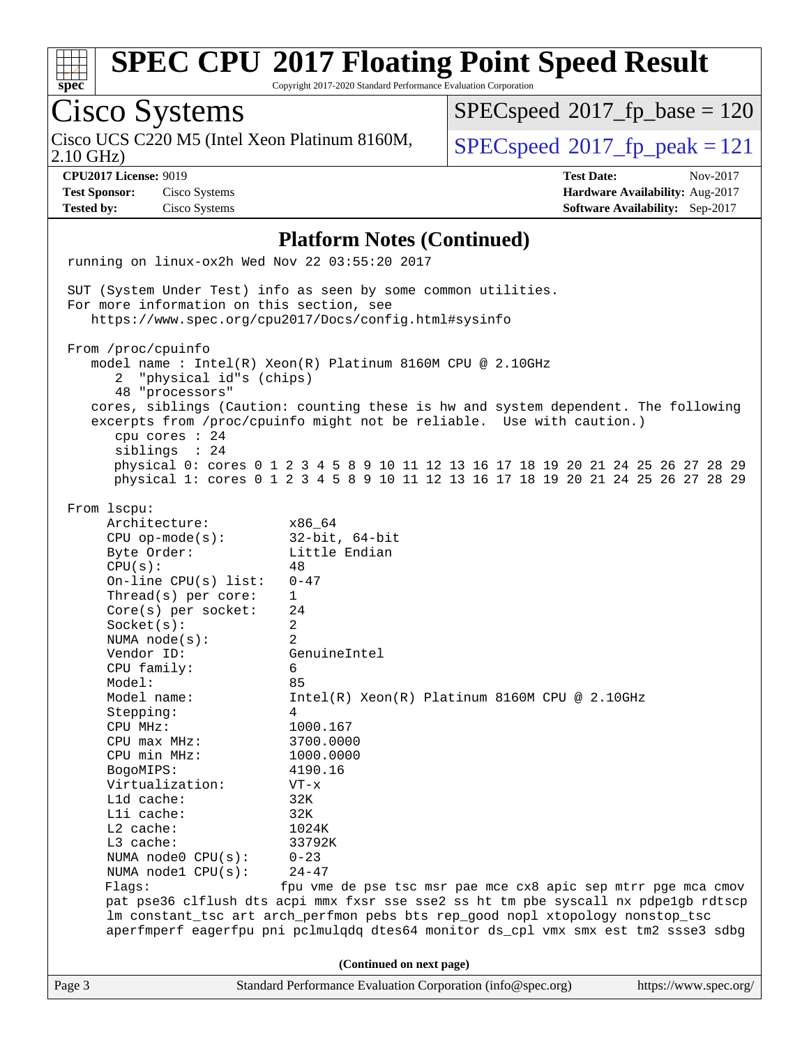## Platform Notes (Continued)

```
running on linux-ox2h Wed Nov 22 03:55:20 2017

SUT (System Under Test) info as seen by some common utilities.
For more information on this section, see
   https://www.spec.org/cpu2017/Docs/config.html#sysinfo

From /proc/cpuinfo
   model name : Intel(R) Xeon(R) Platinum 8160M CPU @ 2.10GHz
      2  "physical id"s (chips)
      48 "processors"
   cores, siblings (Caution: counting these is hw and system dependent. The following
   excerpts from /proc/cpuinfo might not be reliable.  Use with caution.)
      cpu cores : 24
      siblings  : 24
      physical 0: cores 0 1 2 3 4 5 8 9 10 11 12 13 16 17 18 19 20 21 24 25 26 27 28 29
      physical 1: cores 0 1 2 3 4 5 8 9 10 11 12 13 16 17 18 19 20 21 24 25 26 27 28 29

From lscpu:
     Architecture:          x86_64
     CPU op-mode(s):        32-bit, 64-bit
     Byte Order:            Little Endian
     CPU(s):                48
     On-line CPU(s) list:   0-47
     Thread(s) per core:    1
     Core(s) per socket:    24
     Socket(s):             2
     NUMA node(s):          2
     Vendor ID:             GenuineIntel
     CPU family:            6
     Model:                 85
     Model name:            Intel(R) Xeon(R) Platinum 8160M CPU @ 2.10GHz
     Stepping:              4
     CPU MHz:               1000.167
     CPU max MHz:           3700.0000
     CPU min MHz:           1000.0000
     BogoMIPS:              4190.16
     Virtualization:        VT-x
     L1d cache:             32K
     L1i cache:             32K
     L2 cache:              1024K
     L3 cache:              33792K
     NUMA node0 CPU(s):     0-23
     NUMA node1 CPU(s):     24-47
     Flags:                fpu vme de pse tsc msr pae mce cx8 apic sep mtrr pge mca cmov
     pat pse36 clflush dts acpi mmx fxsr sse sse2 ss ht tm pbe syscall nx pdpe1gb rdtscp
     lm constant_tsc art arch_perfmon pebs bts rep_good nopl xtopology nonstop_tsc
     aperfmperf eagerfpu pni pclmulqdq dtes64 monitor ds_cpl vmx smx est tm2 ssse3 sdbg
```

(Continued on next page)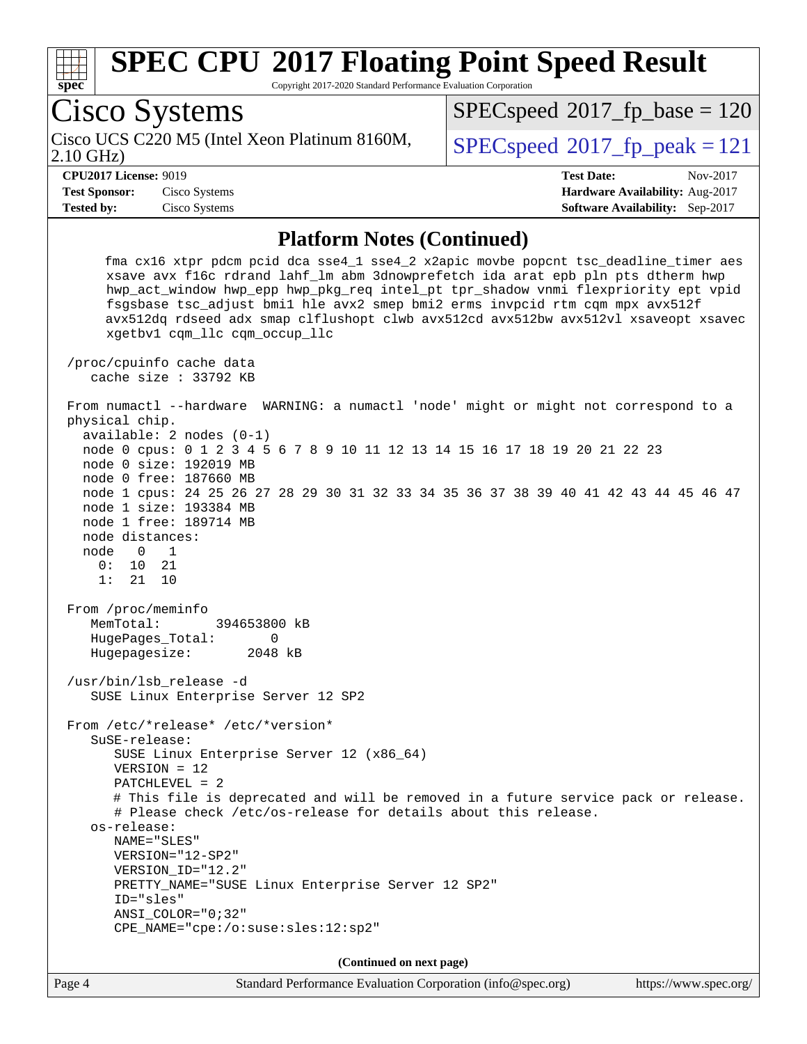## Platform Notes (Continued)

```
     fma cx16 xtpr pdcm pcid dca sse4_1 sse4_2 x2apic movbe popcnt tsc_deadline_timer aes
     xsave avx f16c rdrand lahf_lm abm 3dnowprefetch ida arat epb pln pts dtherm hwp
     hwp_act_window hwp_epp hwp_pkg_req intel_pt tpr_shadow vnmi flexpriority ept vpid
     fsgsbase tsc_adjust bmi1 hle avx2 smep bmi2 erms invpcid rtm cqm mpx avx512f
     avx512dq rdseed adx smap clflushopt clwb avx512cd avx512bw avx512vl xsaveopt xsavec
     xgetbv1 cqm_llc cqm_occup_llc

 /proc/cpuinfo cache data
    cache size : 33792 KB

 From numactl --hardware  WARNING: a numactl 'node' might or might not correspond to a
 physical chip.
   available: 2 nodes (0-1)
   node 0 cpus: 0 1 2 3 4 5 6 7 8 9 10 11 12 13 14 15 16 17 18 19 20 21 22 23
   node 0 size: 192019 MB
   node 0 free: 187660 MB
   node 1 cpus: 24 25 26 27 28 29 30 31 32 33 34 35 36 37 38 39 40 41 42 43 44 45 46 47
   node 1 size: 193384 MB
   node 1 free: 189714 MB
   node distances:
   node   0   1
     0:  10  21
     1:  21  10

 From /proc/meminfo
    MemTotal:       394653800 kB
    HugePages_Total:       0
    Hugepagesize:       2048 kB

 /usr/bin/lsb_release -d
    SUSE Linux Enterprise Server 12 SP2

 From /etc/*release* /etc/*version*
    SuSE-release:
       SUSE Linux Enterprise Server 12 (x86_64)
       VERSION = 12
       PATCHLEVEL = 2
       # This file is deprecated and will be removed in a future service pack or release.
       # Please check /etc/os-release for details about this release.
    os-release:
       NAME="SLES"
       VERSION="12-SP2"
       VERSION_ID="12.2"
       PRETTY_NAME="SUSE Linux Enterprise Server 12 SP2"
       ID="sles"
       ANSI_COLOR="0;32"
       CPE_NAME="cpe:/o:suse:sles:12:sp2"
```

**(Continued on next page)**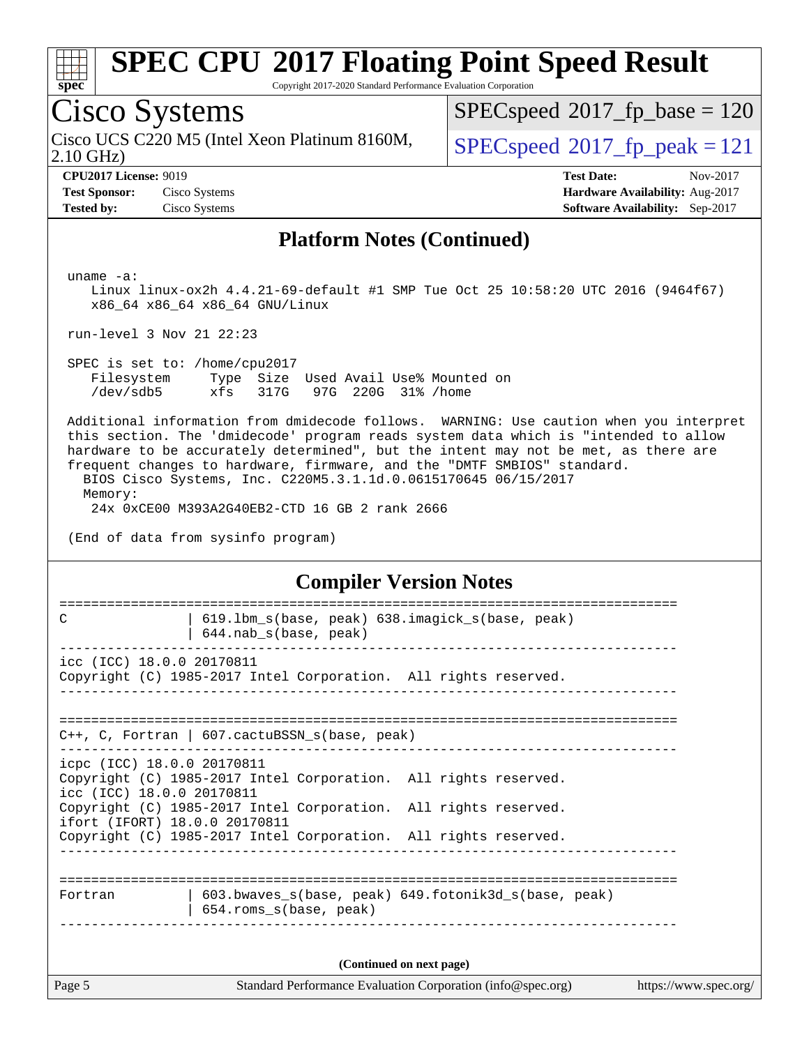# SPEC CPU 2017 Floating Point Speed Result

Copyright 2017-2020 Standard Performance Evaluation Corporation

## Cisco Systems

Cisco UCS C220 M5 (Intel Xeon Platinum 8160M, 2.10 GHz)

SPECspeed 2017_fp_base = 120

SPECspeed 2017_fp_peak = 121

**CPU2017 License:** 9019
**Test Sponsor:** Cisco Systems
**Tested by:** Cisco Systems

**Test Date:** Nov-2017
**Hardware Availability:** Aug-2017
**Software Availability:** Sep-2017

## Platform Notes (Continued)

```
 uname -a:
    Linux linux-ox2h 4.4.21-69-default #1 SMP Tue Oct 25 10:58:20 UTC 2016 (9464f67)
    x86_64 x86_64 x86_64 GNU/Linux

 run-level 3 Nov 21 22:23

 SPEC is set to: /home/cpu2017
    Filesystem     Type  Size  Used Avail Use% Mounted on
    /dev/sdb5      xfs   317G   97G  220G  31% /home

 Additional information from dmidecode follows.  WARNING: Use caution when you interpret
 this section. The 'dmidecode' program reads system data which is "intended to allow
 hardware to be accurately determined", but the intent may not be met, as there are
 frequent changes to hardware, firmware, and the "DMTF SMBIOS" standard.
   BIOS Cisco Systems, Inc. C220M5.3.1.1d.0.0615170645 06/15/2017
   Memory:
    24x 0xCE00 M393A2G40EB2-CTD 16 GB 2 rank 2666

 (End of data from sysinfo program)
```

## Compiler Version Notes

```
==============================================================================
C               | 619.lbm_s(base, peak) 638.imagick_s(base, peak)
                | 644.nab_s(base, peak)
------------------------------------------------------------------------------
icc (ICC) 18.0.0 20170811
Copyright (C) 1985-2017 Intel Corporation.  All rights reserved.
------------------------------------------------------------------------------

==============================================================================
C++, C, Fortran | 607.cactuBSSN_s(base, peak)
------------------------------------------------------------------------------
icpc (ICC) 18.0.0 20170811
Copyright (C) 1985-2017 Intel Corporation.  All rights reserved.
icc (ICC) 18.0.0 20170811
Copyright (C) 1985-2017 Intel Corporation.  All rights reserved.
ifort (IFORT) 18.0.0 20170811
Copyright (C) 1985-2017 Intel Corporation.  All rights reserved.
------------------------------------------------------------------------------

==============================================================================
Fortran         | 603.bwaves_s(base, peak) 649.fotonik3d_s(base, peak)
                | 654.roms_s(base, peak)
------------------------------------------------------------------------------
```

(Continued on next page)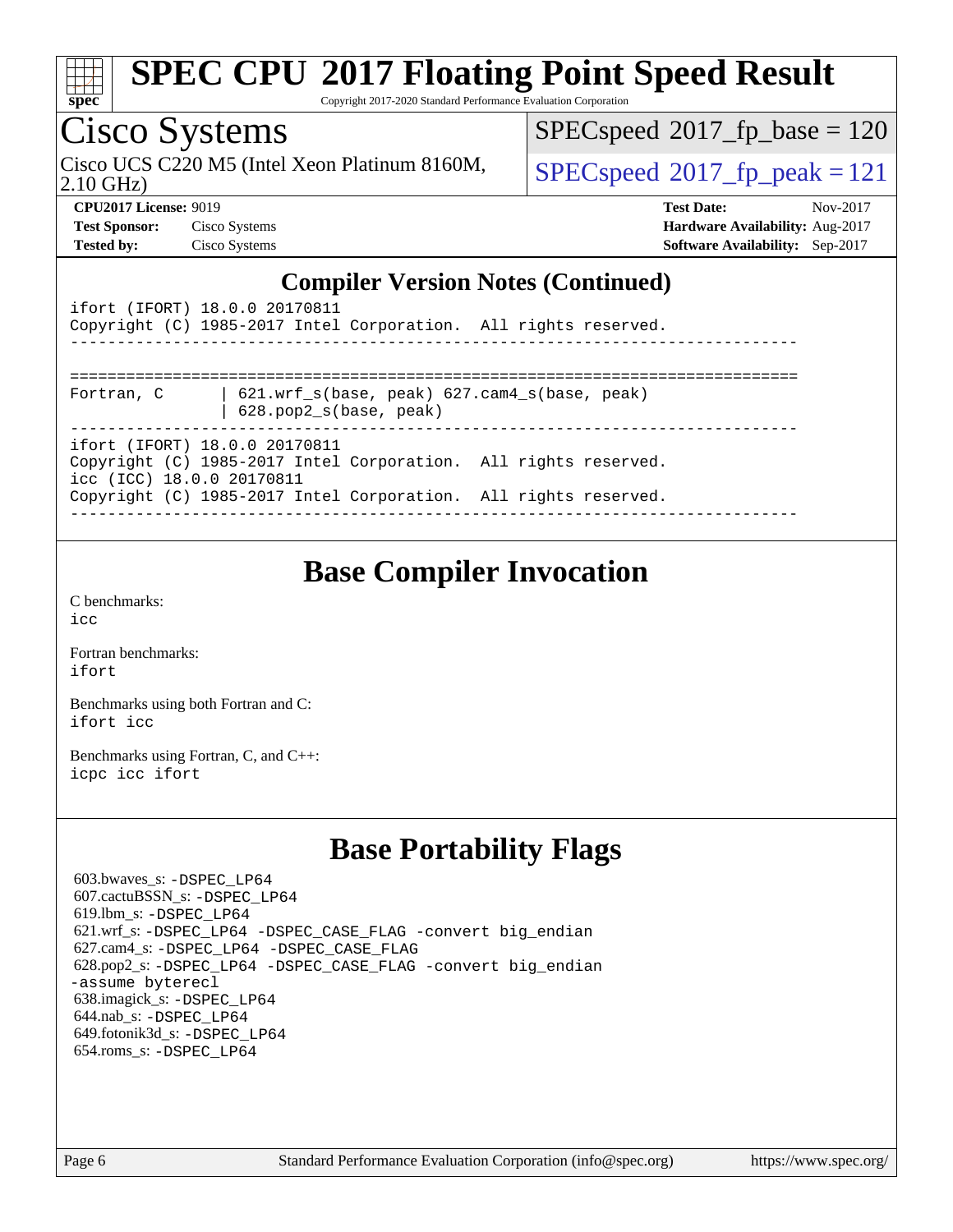## Compiler Version Notes (Continued)

```
ifort (IFORT) 18.0.0 20170811
Copyright (C) 1985-2017 Intel Corporation.  All rights reserved.
------------------------------------------------------------------------------

==============================================================================
Fortran, C       | 621.wrf_s(base, peak) 627.cam4_s(base, peak)
                 | 628.pop2_s(base, peak)
------------------------------------------------------------------------------
ifort (IFORT) 18.0.0 20170811
Copyright (C) 1985-2017 Intel Corporation.  All rights reserved.
icc (ICC) 18.0.0 20170811
Copyright (C) 1985-2017 Intel Corporation.  All rights reserved.
------------------------------------------------------------------------------
```

## Base Compiler Invocation

C benchmarks:
icc

Fortran benchmarks:
ifort

Benchmarks using both Fortran and C:
ifort icc

Benchmarks using Fortran, C, and C++:
icpc icc ifort

## Base Portability Flags

603.bwaves_s: -DSPEC_LP64
607.cactuBSSN_s: -DSPEC_LP64
619.lbm_s: -DSPEC_LP64
621.wrf_s: -DSPEC_LP64 -DSPEC_CASE_FLAG -convert big_endian
627.cam4_s: -DSPEC_LP64 -DSPEC_CASE_FLAG
628.pop2_s: -DSPEC_LP64 -DSPEC_CASE_FLAG -convert big_endian -assume byterecl
638.imagick_s: -DSPEC_LP64
644.nab_s: -DSPEC_LP64
649.fotonik3d_s: -DSPEC_LP64
654.roms_s: -DSPEC_LP64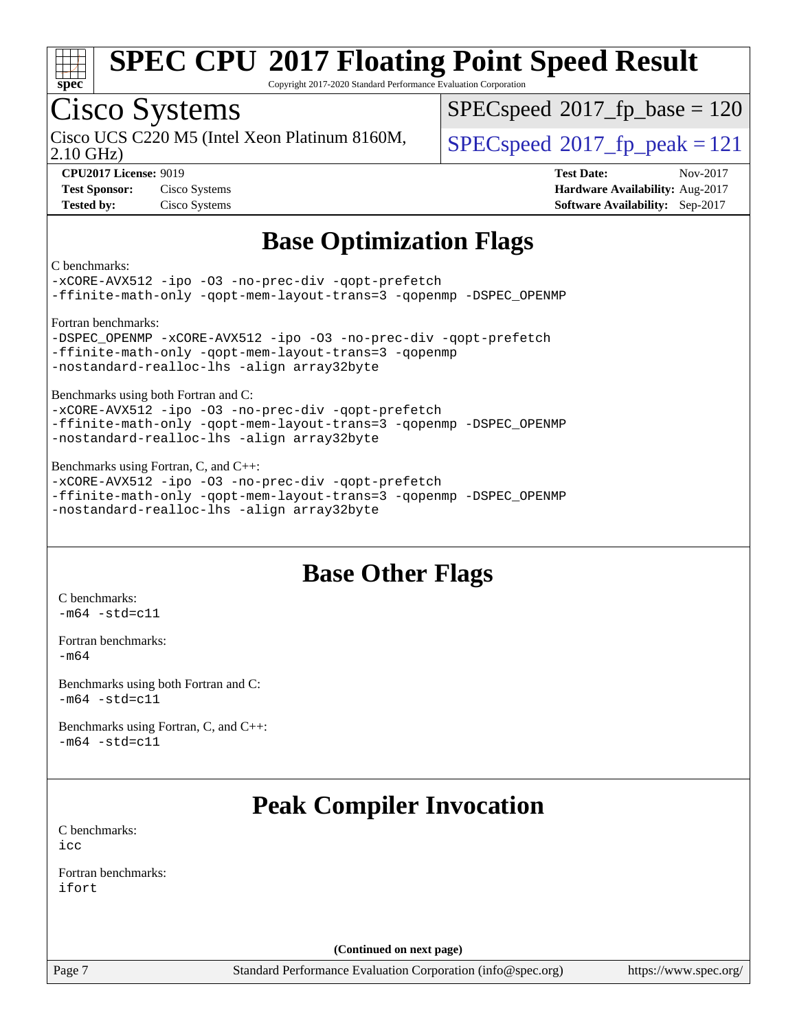# SPEC CPU 2017 Floating Point Speed Result

Copyright 2017-2020 Standard Performance Evaluation Corporation

## Cisco Systems

Cisco UCS C220 M5 (Intel Xeon Platinum 8160M, 2.10 GHz)

SPECspeed 2017_fp_base = 120

SPECspeed 2017_fp_peak = 121

**CPU2017 License:** 9019
**Test Sponsor:** Cisco Systems
**Tested by:** Cisco Systems

**Test Date:** Nov-2017
**Hardware Availability:** Aug-2017
**Software Availability:** Sep-2017

## Base Optimization Flags

C benchmarks:

```
-xCORE-AVX512 -ipo -O3 -no-prec-div -qopt-prefetch
-ffinite-math-only -qopt-mem-layout-trans=3 -qopenmp -DSPEC_OPENMP
```

Fortran benchmarks:

```
-DSPEC_OPENMP -xCORE-AVX512 -ipo -O3 -no-prec-div -qopt-prefetch
-ffinite-math-only -qopt-mem-layout-trans=3 -qopenmp
-nostandard-realloc-lhs -align array32byte
```

Benchmarks using both Fortran and C:

```
-xCORE-AVX512 -ipo -O3 -no-prec-div -qopt-prefetch
-ffinite-math-only -qopt-mem-layout-trans=3 -qopenmp -DSPEC_OPENMP
-nostandard-realloc-lhs -align array32byte
```

Benchmarks using Fortran, C, and C++:

```
-xCORE-AVX512 -ipo -O3 -no-prec-div -qopt-prefetch
-ffinite-math-only -qopt-mem-layout-trans=3 -qopenmp -DSPEC_OPENMP
-nostandard-realloc-lhs -align array32byte
```

## Base Other Flags

C benchmarks:

```
-m64 -std=c11
```

Fortran benchmarks:

```
-m64
```

Benchmarks using both Fortran and C:

```
-m64 -std=c11
```

Benchmarks using Fortran, C, and C++:

```
-m64 -std=c11
```

## Peak Compiler Invocation

C benchmarks:

```
icc
```

Fortran benchmarks:

```
ifort
```

**(Continued on next page)**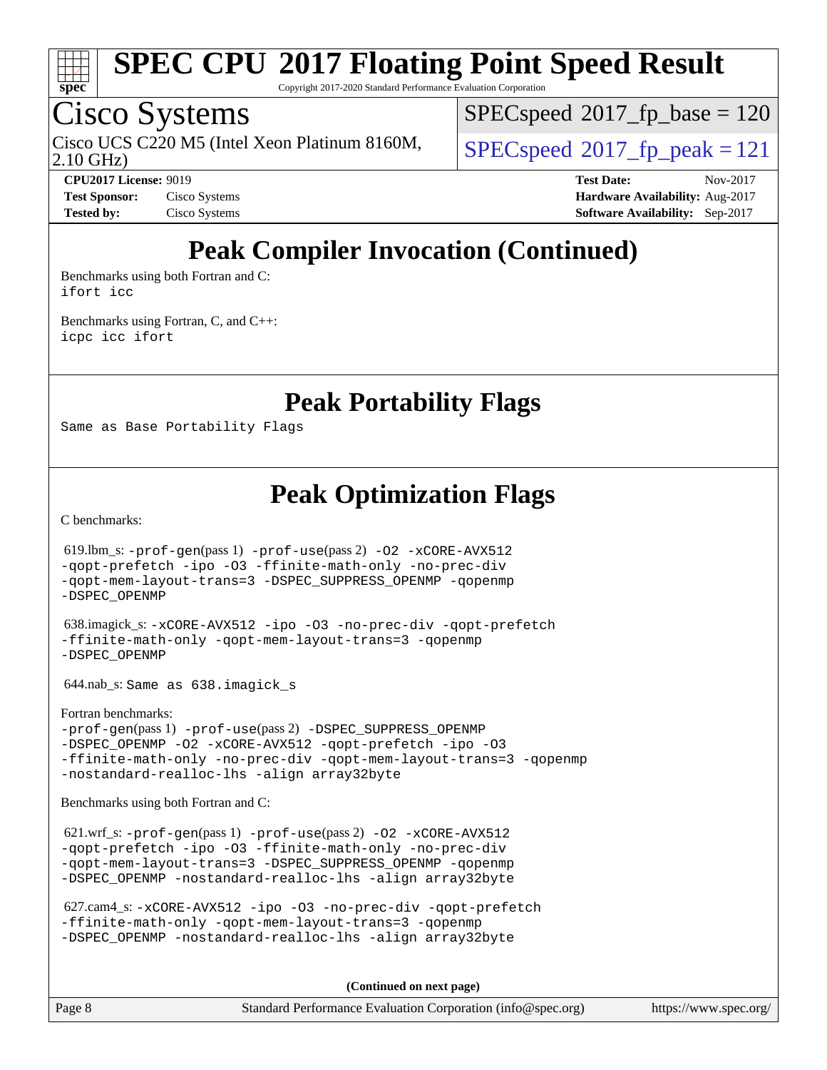# SPEC CPU 2017 Floating Point Speed Result

Copyright 2017-2020 Standard Performance Evaluation Corporation

## Cisco Systems

Cisco UCS C220 M5 (Intel Xeon Platinum 8160M, 2.10 GHz)

SPECspeed 2017_fp_base = 120

SPECspeed 2017_fp_peak = 121

**CPU2017 License:** 9019
**Test Sponsor:** Cisco Systems
**Tested by:** Cisco Systems

**Test Date:** Nov-2017
**Hardware Availability:** Aug-2017
**Software Availability:** Sep-2017

## Peak Compiler Invocation (Continued)

Benchmarks using both Fortran and C:
```
ifort icc
```

Benchmarks using Fortran, C, and C++:
```
icpc icc ifort
```

## Peak Portability Flags

```
Same as Base Portability Flags
```

## Peak Optimization Flags

C benchmarks:

619.lbm_s: `-prof-gen`(pass 1) `-prof-use`(pass 2) `-O2 -xCORE-AVX512 -qopt-prefetch -ipo -O3 -ffinite-math-only -no-prec-div -qopt-mem-layout-trans=3 -DSPEC_SUPPRESS_OPENMP -qopenmp -DSPEC_OPENMP`

638.imagick_s: `-xCORE-AVX512 -ipo -O3 -no-prec-div -qopt-prefetch -ffinite-math-only -qopt-mem-layout-trans=3 -qopenmp -DSPEC_OPENMP`

644.nab_s: `Same as 638.imagick_s`

Fortran benchmarks:

`-prof-gen`(pass 1) `-prof-use`(pass 2) `-DSPEC_SUPPRESS_OPENMP -DSPEC_OPENMP -O2 -xCORE-AVX512 -qopt-prefetch -ipo -O3 -ffinite-math-only -no-prec-div -qopt-mem-layout-trans=3 -qopenmp -nostandard-realloc-lhs -align array32byte`

Benchmarks using both Fortran and C:

621.wrf_s: `-prof-gen`(pass 1) `-prof-use`(pass 2) `-O2 -xCORE-AVX512 -qopt-prefetch -ipo -O3 -ffinite-math-only -no-prec-div -qopt-mem-layout-trans=3 -DSPEC_SUPPRESS_OPENMP -qopenmp -DSPEC_OPENMP -nostandard-realloc-lhs -align array32byte`

627.cam4_s: `-xCORE-AVX512 -ipo -O3 -no-prec-div -qopt-prefetch -ffinite-math-only -qopt-mem-layout-trans=3 -qopenmp -DSPEC_OPENMP -nostandard-realloc-lhs -align array32byte`

**(Continued on next page)**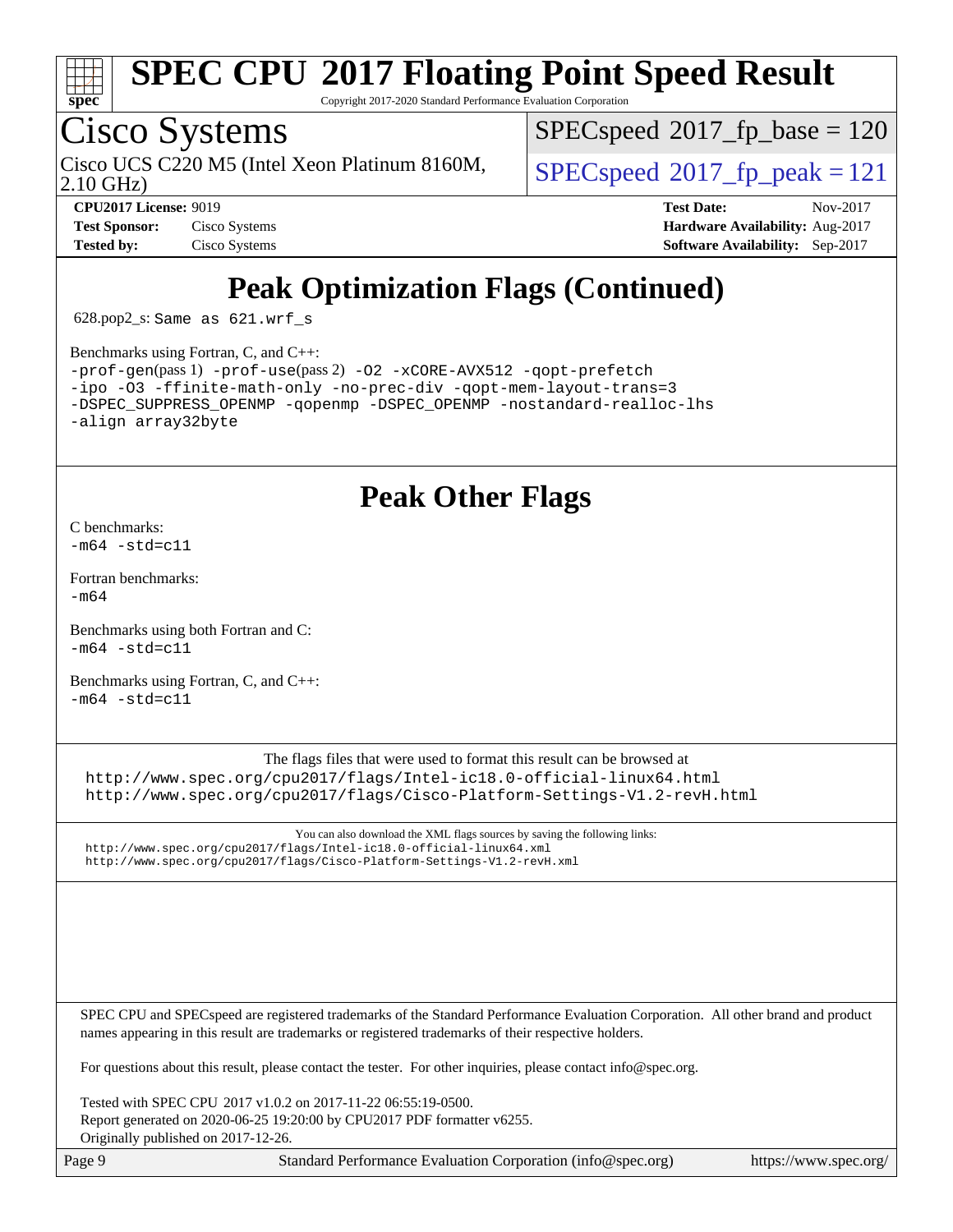## Peak Optimization Flags (Continued)

628.pop2_s: Same as 621.wrf_s

Benchmarks using Fortran, C, and C++:
-prof-gen(pass 1) -prof-use(pass 2) -O2 -xCORE-AVX512 -qopt-prefetch
-ipo -O3 -ffinite-math-only -no-prec-div -qopt-mem-layout-trans=3
-DSPEC_SUPPRESS_OPENMP -qopenmp -DSPEC_OPENMP -nostandard-realloc-lhs
-align array32byte

## Peak Other Flags

C benchmarks:
-m64 -std=c11

Fortran benchmarks:
-m64

Benchmarks using both Fortran and C:
-m64 -std=c11

Benchmarks using Fortran, C, and C++:
-m64 -std=c11

The flags files that were used to format this result can be browsed at
http://www.spec.org/cpu2017/flags/Intel-ic18.0-official-linux64.html
http://www.spec.org/cpu2017/flags/Cisco-Platform-Settings-V1.2-revH.html

You can also download the XML flags sources by saving the following links:
http://www.spec.org/cpu2017/flags/Intel-ic18.0-official-linux64.xml
http://www.spec.org/cpu2017/flags/Cisco-Platform-Settings-V1.2-revH.xml

SPEC CPU and SPECspeed are registered trademarks of the Standard Performance Evaluation Corporation. All other brand and product names appearing in this result are trademarks or registered trademarks of their respective holders.

For questions about this result, please contact the tester. For other inquiries, please contact info@spec.org.

Tested with SPEC CPU 2017 v1.0.2 on 2017-11-22 06:55:19-0500.
Report generated on 2020-06-25 19:20:00 by CPU2017 PDF formatter v6255.
Originally published on 2017-12-26.